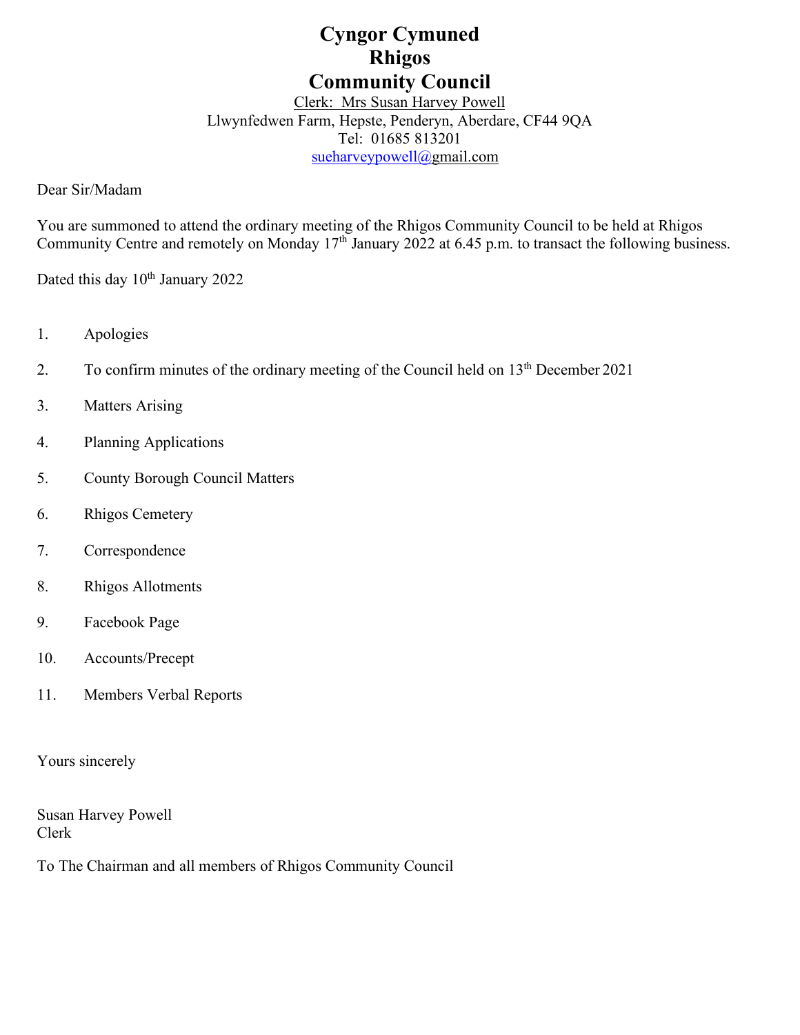# Cyngor Cymuned
# Rhigos
# Community Council

Clerk: Mrs Susan Harvey Powell
Llwynfedwen Farm, Hepste, Penderyn, Aberdare, CF44 9QA
Tel: 01685 813201
sueharveypowell@gmail.com

Dear Sir/Madam

You are summoned to attend the ordinary meeting of the Rhigos Community Council to be held at Rhigos Community Centre and remotely on Monday 17th January 2022 at 6.45 p.m. to transact the following business.

Dated this day 10th January 2022

1. Apologies
2. To confirm minutes of the ordinary meeting of the Council held on 13th December 2021
3. Matters Arising
4. Planning Applications
5. County Borough Council Matters
6. Rhigos Cemetery
7. Correspondence
8. Rhigos Allotments
9. Facebook Page
10. Accounts/Precept
11. Members Verbal Reports

Yours sincerely

Susan Harvey Powell
Clerk

To The Chairman and all members of Rhigos Community Council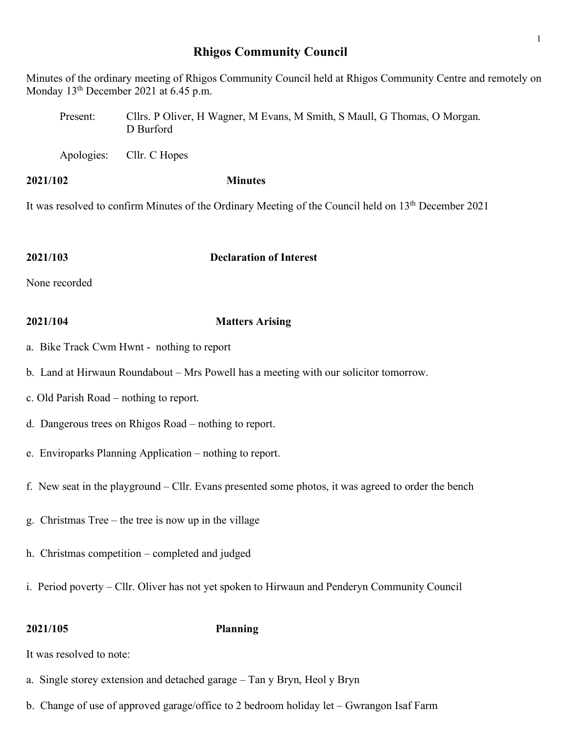# Rhigos Community Council

Minutes of the ordinary meeting of Rhigos Community Council held at Rhigos Community Centre and remotely on Monday 13th December 2021 at 6.45 p.m.

Present: Cllrs. P Oliver, H Wagner, M Evans, M Smith, S Maull, G Thomas, O Morgan. D Burford

Apologies: Cllr. C Hopes

**2021/102 Minutes**

It was resolved to confirm Minutes of the Ordinary Meeting of the Council held on 13th December 2021

**2021/103 Declaration of Interest**

None recorded

**2021/104 Matters Arising**

a. Bike Track Cwm Hwnt - nothing to report

b. Land at Hirwaun Roundabout – Mrs Powell has a meeting with our solicitor tomorrow.

c. Old Parish Road – nothing to report.

d. Dangerous trees on Rhigos Road – nothing to report.

e. Enviroparks Planning Application – nothing to report.

f. New seat in the playground – Cllr. Evans presented some photos, it was agreed to order the bench

g. Christmas Tree – the tree is now up in the village

h. Christmas competition – completed and judged

i. Period poverty – Cllr. Oliver has not yet spoken to Hirwaun and Penderyn Community Council

**2021/105 Planning**

It was resolved to note:

a. Single storey extension and detached garage – Tan y Bryn, Heol y Bryn

b. Change of use of approved garage/office to 2 bedroom holiday let – Gwrangon Isaf Farm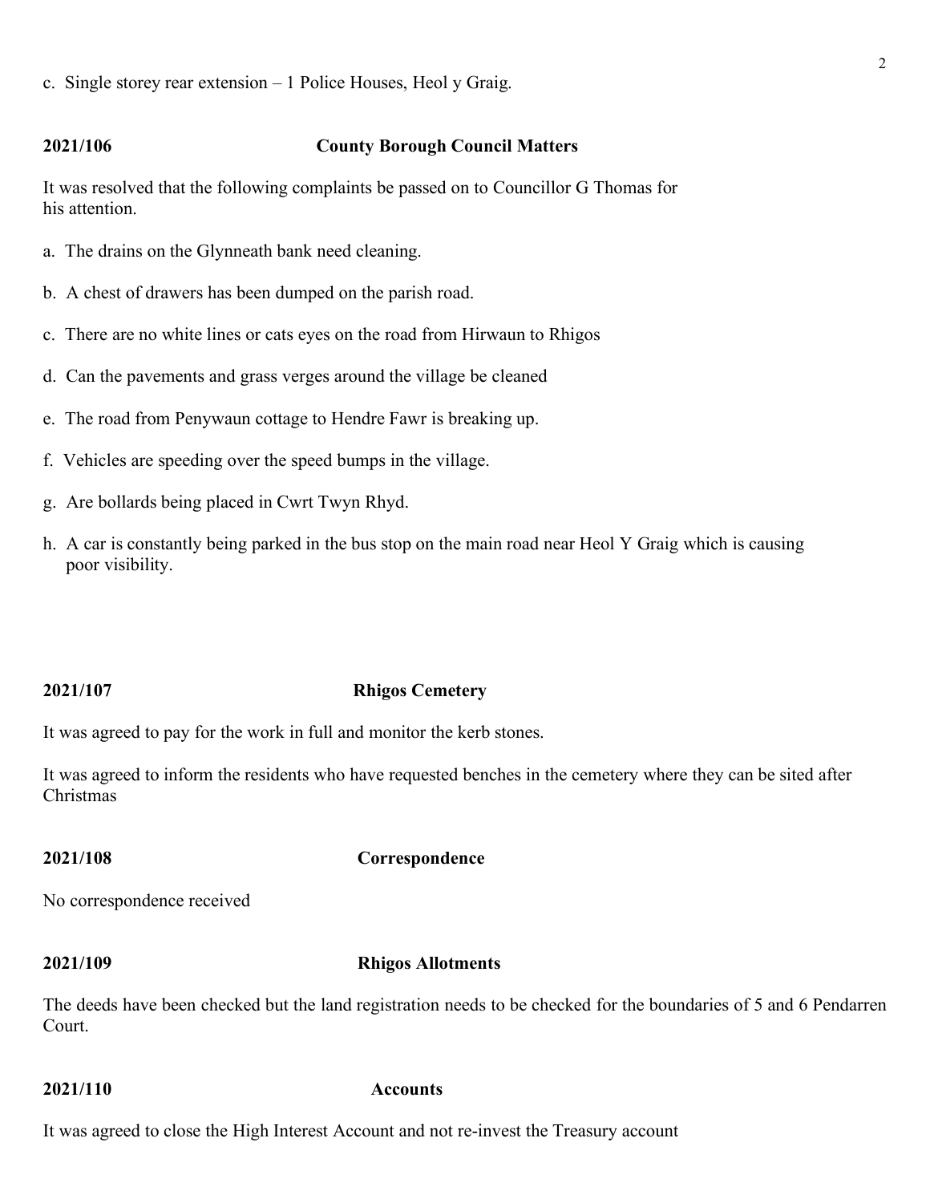c. Single storey rear extension – 1 Police Houses, Heol y Graig.

## 2021/106 County Borough Council Matters

It was resolved that the following complaints be passed on to Councillor G Thomas for his attention.

a. The drains on the Glynneath bank need cleaning.

b. A chest of drawers has been dumped on the parish road.

c. There are no white lines or cats eyes on the road from Hirwaun to Rhigos

d. Can the pavements and grass verges around the village be cleaned

e. The road from Penywaun cottage to Hendre Fawr is breaking up.

f. Vehicles are speeding over the speed bumps in the village.

g. Are bollards being placed in Cwrt Twyn Rhyd.

h. A car is constantly being parked in the bus stop on the main road near Heol Y Graig which is causing poor visibility.

## 2021/107 Rhigos Cemetery

It was agreed to pay for the work in full and monitor the kerb stones.

It was agreed to inform the residents who have requested benches in the cemetery where they can be sited after Christmas

## 2021/108 Correspondence

No correspondence received

## 2021/109 Rhigos Allotments

The deeds have been checked but the land registration needs to be checked for the boundaries of 5 and 6 Pendarren Court.

## 2021/110 Accounts

It was agreed to close the High Interest Account and not re-invest the Treasury account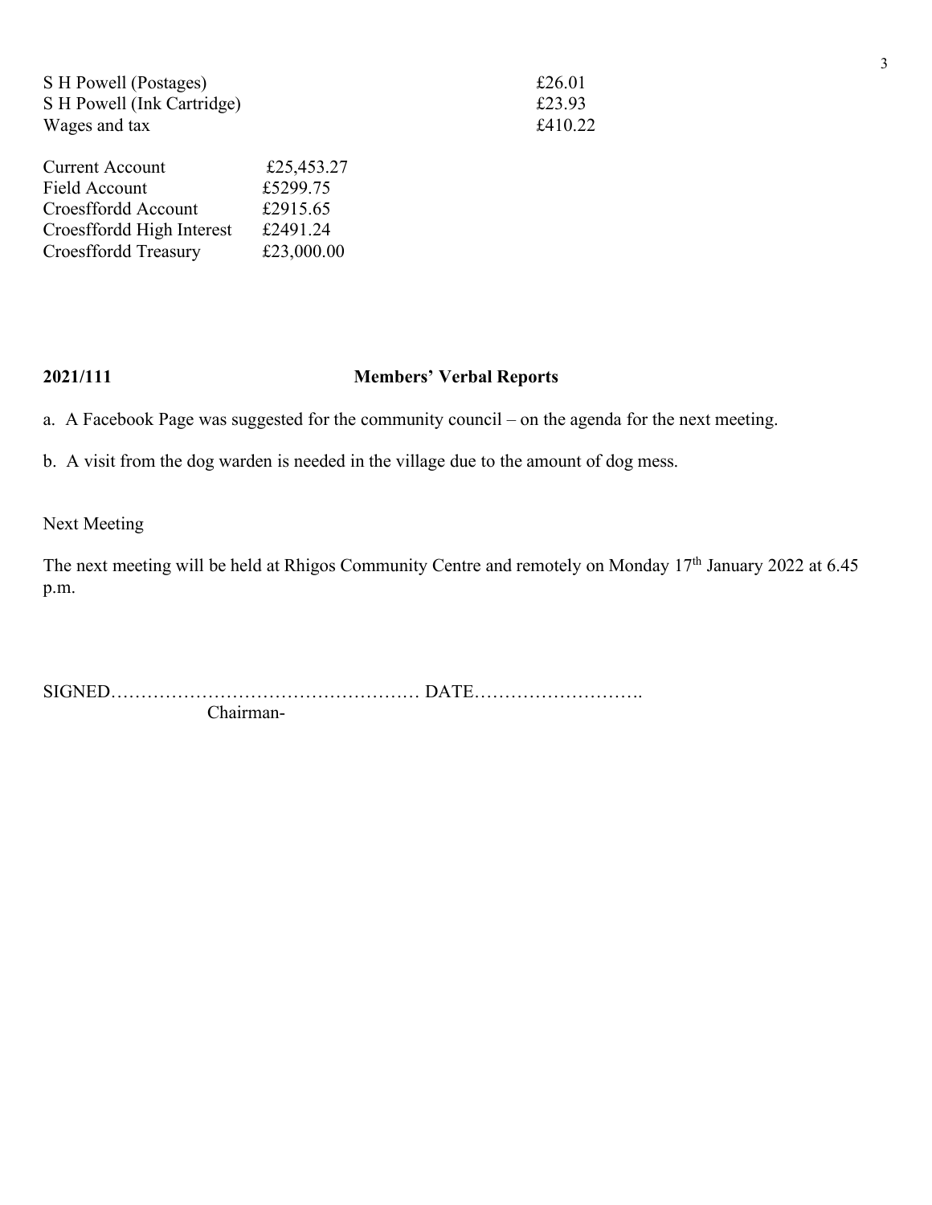| | |
|---|---|
| S H Powell (Postages) | £26.01 |
| S H Powell (Ink Cartridge) | £23.93 |
| Wages and tax | £410.22 |

| | |
|---|---|
| Current Account | £25,453.27 |
| Field Account | £5299.75 |
| Croesffordd Account | £2915.65 |
| Croesffordd High Interest | £2491.24 |
| Croesffordd Treasury | £23,000.00 |

**2021/111 Members' Verbal Reports**

a. A Facebook Page was suggested for the community council – on the agenda for the next meeting.

b. A visit from the dog warden is needed in the village due to the amount of dog mess.

Next Meeting

The next meeting will be held at Rhigos Community Centre and remotely on Monday 17th January 2022 at 6.45 p.m.

SIGNED…………………………………………… DATE……………………….
Chairman-